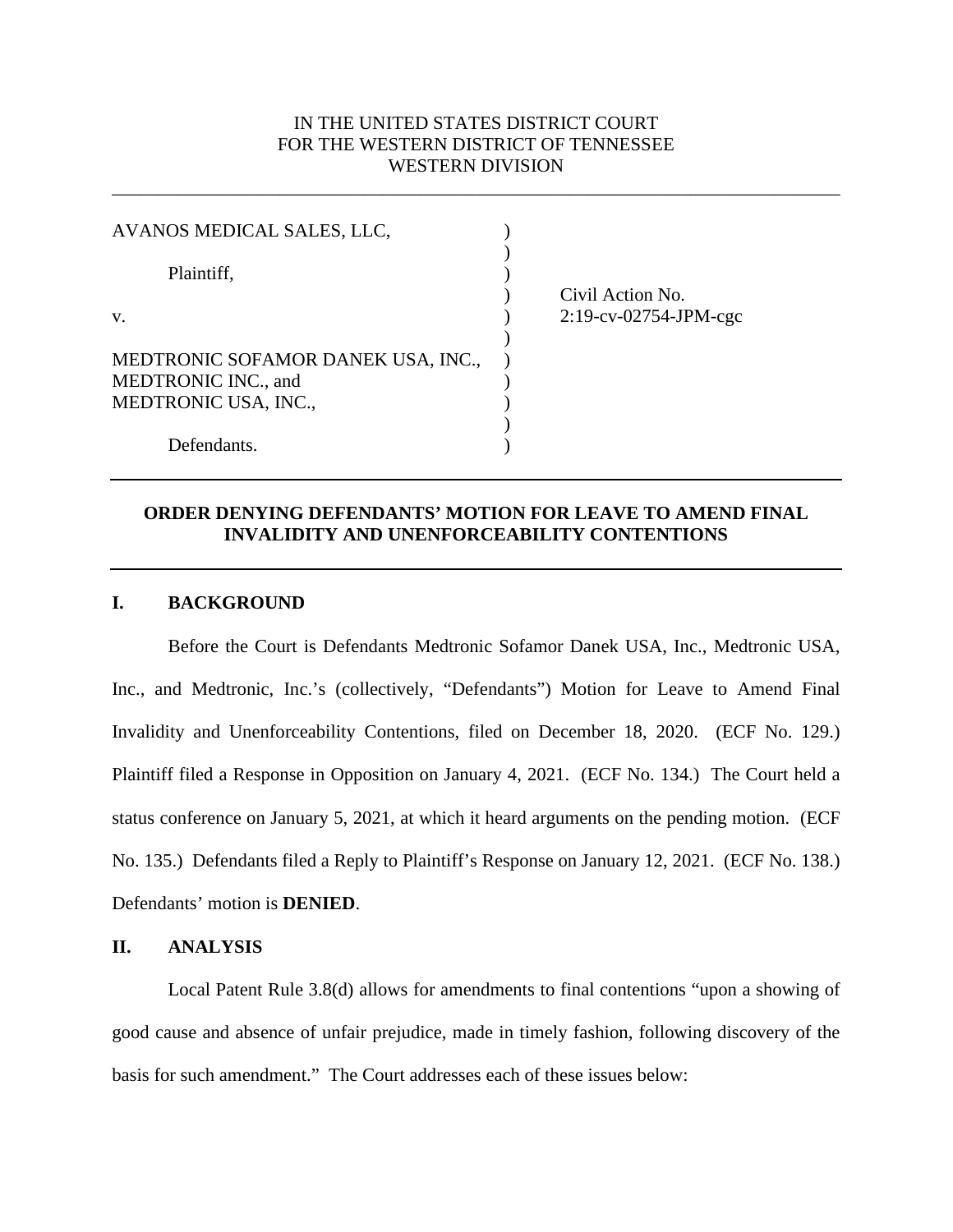IN THE UNITED STATES DISTRICT COURT
FOR THE WESTERN DISTRICT OF TENNESSEE
WESTERN DIVISION

---

| | | |
|---|---|---|
| AVANOS MEDICAL SALES, LLC, | ) | |
| | ) | |
| Plaintiff, | ) | |
| | ) | Civil Action No. |
| v. | ) | 2:19-cv-02754-JPM-cgc |
| | ) | |
| MEDTRONIC SOFAMOR DANEK USA, INC., | ) | |
| MEDTRONIC INC., and | ) | |
| MEDTRONIC USA, INC., | ) | |
| | ) | |
| Defendants. | ) | |

---

**ORDER DENYING DEFENDANTS' MOTION FOR LEAVE TO AMEND FINAL INVALIDITY AND UNENFORCEABILITY CONTENTIONS**

---

## I. BACKGROUND

Before the Court is Defendants Medtronic Sofamor Danek USA, Inc., Medtronic USA, Inc., and Medtronic, Inc.'s (collectively, "Defendants") Motion for Leave to Amend Final Invalidity and Unenforceability Contentions, filed on December 18, 2020. (ECF No. 129.) Plaintiff filed a Response in Opposition on January 4, 2021. (ECF No. 134.) The Court held a status conference on January 5, 2021, at which it heard arguments on the pending motion. (ECF No. 135.) Defendants filed a Reply to Plaintiff's Response on January 12, 2021. (ECF No. 138.) Defendants' motion is **DENIED**.

## II. ANALYSIS

Local Patent Rule 3.8(d) allows for amendments to final contentions "upon a showing of good cause and absence of unfair prejudice, made in timely fashion, following discovery of the basis for such amendment." The Court addresses each of these issues below: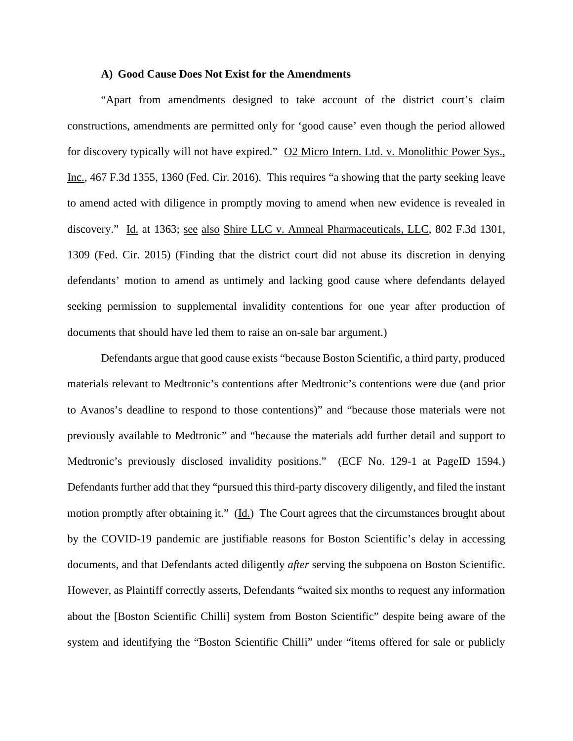### A) Good Cause Does Not Exist for the Amendments

"Apart from amendments designed to take account of the district court's claim constructions, amendments are permitted only for 'good cause' even though the period allowed for discovery typically will not have expired." O2 Micro Intern. Ltd. v. Monolithic Power Sys., Inc., 467 F.3d 1355, 1360 (Fed. Cir. 2016). This requires "a showing that the party seeking leave to amend acted with diligence in promptly moving to amend when new evidence is revealed in discovery." Id. at 1363; see also Shire LLC v. Amneal Pharmaceuticals, LLC, 802 F.3d 1301, 1309 (Fed. Cir. 2015) (Finding that the district court did not abuse its discretion in denying defendants' motion to amend as untimely and lacking good cause where defendants delayed seeking permission to supplemental invalidity contentions for one year after production of documents that should have led them to raise an on-sale bar argument.)

Defendants argue that good cause exists "because Boston Scientific, a third party, produced materials relevant to Medtronic's contentions after Medtronic's contentions were due (and prior to Avanos's deadline to respond to those contentions)" and "because those materials were not previously available to Medtronic" and "because the materials add further detail and support to Medtronic's previously disclosed invalidity positions." (ECF No. 129-1 at PageID 1594.) Defendants further add that they "pursued this third-party discovery diligently, and filed the instant motion promptly after obtaining it." (Id.) The Court agrees that the circumstances brought about by the COVID-19 pandemic are justifiable reasons for Boston Scientific's delay in accessing documents, and that Defendants acted diligently *after* serving the subpoena on Boston Scientific. However, as Plaintiff correctly asserts, Defendants "waited six months to request any information about the [Boston Scientific Chilli] system from Boston Scientific" despite being aware of the system and identifying the "Boston Scientific Chilli" under "items offered for sale or publicly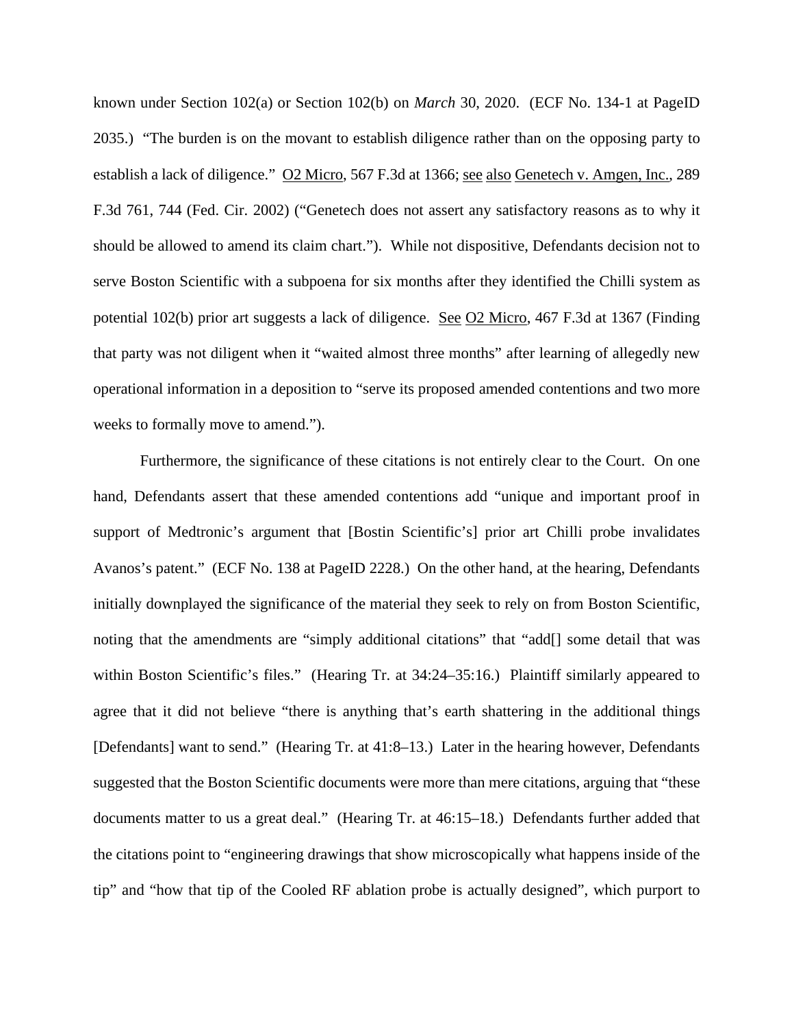known under Section 102(a) or Section 102(b) on *March* 30, 2020. (ECF No. 134-1 at PageID 2035.) "The burden is on the movant to establish diligence rather than on the opposing party to establish a lack of diligence." O2 Micro, 567 F.3d at 1366; see also Genetech v. Amgen, Inc., 289 F.3d 761, 744 (Fed. Cir. 2002) ("Genetech does not assert any satisfactory reasons as to why it should be allowed to amend its claim chart."). While not dispositive, Defendants decision not to serve Boston Scientific with a subpoena for six months after they identified the Chilli system as potential 102(b) prior art suggests a lack of diligence. See O2 Micro, 467 F.3d at 1367 (Finding that party was not diligent when it "waited almost three months" after learning of allegedly new operational information in a deposition to "serve its proposed amended contentions and two more weeks to formally move to amend.").

Furthermore, the significance of these citations is not entirely clear to the Court. On one hand, Defendants assert that these amended contentions add "unique and important proof in support of Medtronic's argument that [Bostin Scientific's] prior art Chilli probe invalidates Avanos's patent." (ECF No. 138 at PageID 2228.) On the other hand, at the hearing, Defendants initially downplayed the significance of the material they seek to rely on from Boston Scientific, noting that the amendments are "simply additional citations" that "add[] some detail that was within Boston Scientific's files." (Hearing Tr. at 34:24–35:16.) Plaintiff similarly appeared to agree that it did not believe "there is anything that's earth shattering in the additional things [Defendants] want to send." (Hearing Tr. at 41:8–13.) Later in the hearing however, Defendants suggested that the Boston Scientific documents were more than mere citations, arguing that "these documents matter to us a great deal." (Hearing Tr. at 46:15–18.) Defendants further added that the citations point to "engineering drawings that show microscopically what happens inside of the tip" and "how that tip of the Cooled RF ablation probe is actually designed", which purport to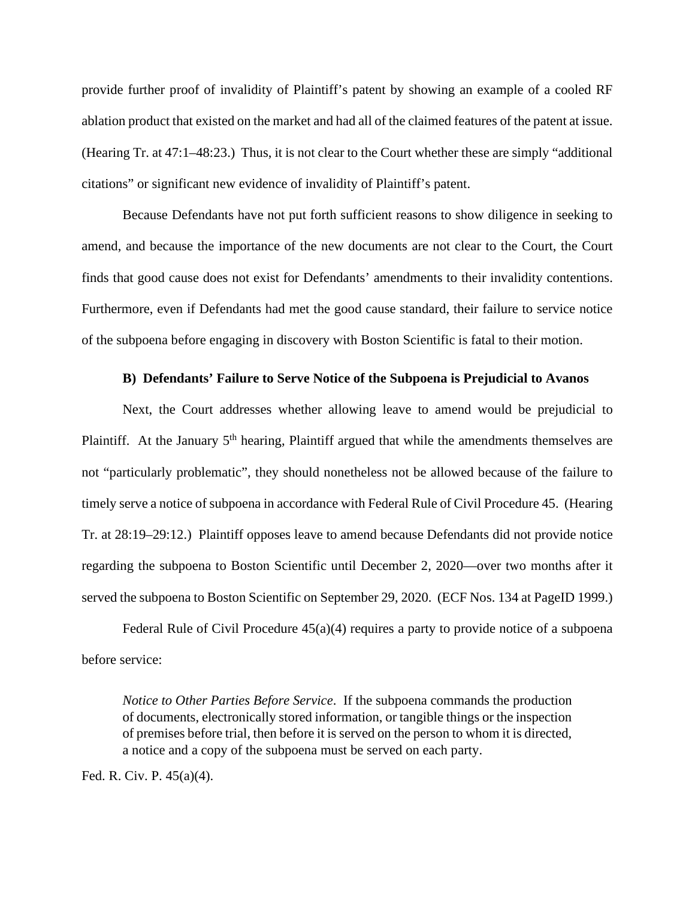provide further proof of invalidity of Plaintiff's patent by showing an example of a cooled RF ablation product that existed on the market and had all of the claimed features of the patent at issue. (Hearing Tr. at 47:1–48:23.) Thus, it is not clear to the Court whether these are simply "additional citations" or significant new evidence of invalidity of Plaintiff's patent.

Because Defendants have not put forth sufficient reasons to show diligence in seeking to amend, and because the importance of the new documents are not clear to the Court, the Court finds that good cause does not exist for Defendants' amendments to their invalidity contentions. Furthermore, even if Defendants had met the good cause standard, their failure to service notice of the subpoena before engaging in discovery with Boston Scientific is fatal to their motion.

**B) Defendants' Failure to Serve Notice of the Subpoena is Prejudicial to Avanos**

Next, the Court addresses whether allowing leave to amend would be prejudicial to Plaintiff. At the January 5th hearing, Plaintiff argued that while the amendments themselves are not "particularly problematic", they should nonetheless not be allowed because of the failure to timely serve a notice of subpoena in accordance with Federal Rule of Civil Procedure 45. (Hearing Tr. at 28:19–29:12.) Plaintiff opposes leave to amend because Defendants did not provide notice regarding the subpoena to Boston Scientific until December 2, 2020—over two months after it served the subpoena to Boston Scientific on September 29, 2020. (ECF Nos. 134 at PageID 1999.)

Federal Rule of Civil Procedure 45(a)(4) requires a party to provide notice of a subpoena before service:

> *Notice to Other Parties Before Service*. If the subpoena commands the production of documents, electronically stored information, or tangible things or the inspection of premises before trial, then before it is served on the person to whom it is directed, a notice and a copy of the subpoena must be served on each party.

Fed. R. Civ. P. 45(a)(4).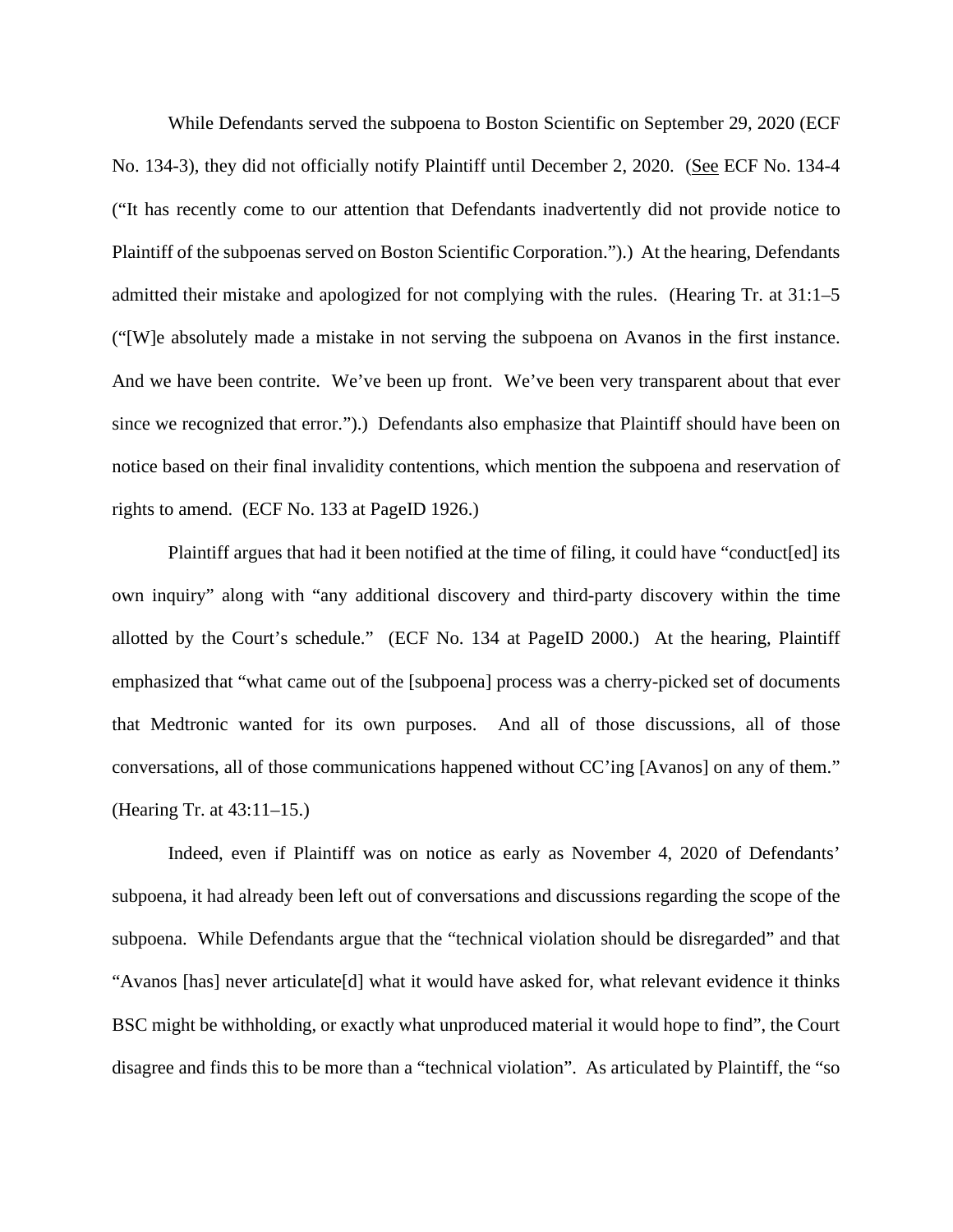While Defendants served the subpoena to Boston Scientific on September 29, 2020 (ECF No. 134-3), they did not officially notify Plaintiff until December 2, 2020. (See ECF No. 134-4 ("It has recently come to our attention that Defendants inadvertently did not provide notice to Plaintiff of the subpoenas served on Boston Scientific Corporation.").) At the hearing, Defendants admitted their mistake and apologized for not complying with the rules. (Hearing Tr. at 31:1–5 ("[W]e absolutely made a mistake in not serving the subpoena on Avanos in the first instance. And we have been contrite. We've been up front. We've been very transparent about that ever since we recognized that error.").) Defendants also emphasize that Plaintiff should have been on notice based on their final invalidity contentions, which mention the subpoena and reservation of rights to amend. (ECF No. 133 at PageID 1926.)

Plaintiff argues that had it been notified at the time of filing, it could have "conduct[ed] its own inquiry" along with "any additional discovery and third-party discovery within the time allotted by the Court's schedule." (ECF No. 134 at PageID 2000.) At the hearing, Plaintiff emphasized that "what came out of the [subpoena] process was a cherry-picked set of documents that Medtronic wanted for its own purposes. And all of those discussions, all of those conversations, all of those communications happened without CC'ing [Avanos] on any of them." (Hearing Tr. at 43:11–15.)

Indeed, even if Plaintiff was on notice as early as November 4, 2020 of Defendants' subpoena, it had already been left out of conversations and discussions regarding the scope of the subpoena. While Defendants argue that the "technical violation should be disregarded" and that "Avanos [has] never articulate[d] what it would have asked for, what relevant evidence it thinks BSC might be withholding, or exactly what unproduced material it would hope to find", the Court disagree and finds this to be more than a "technical violation". As articulated by Plaintiff, the "so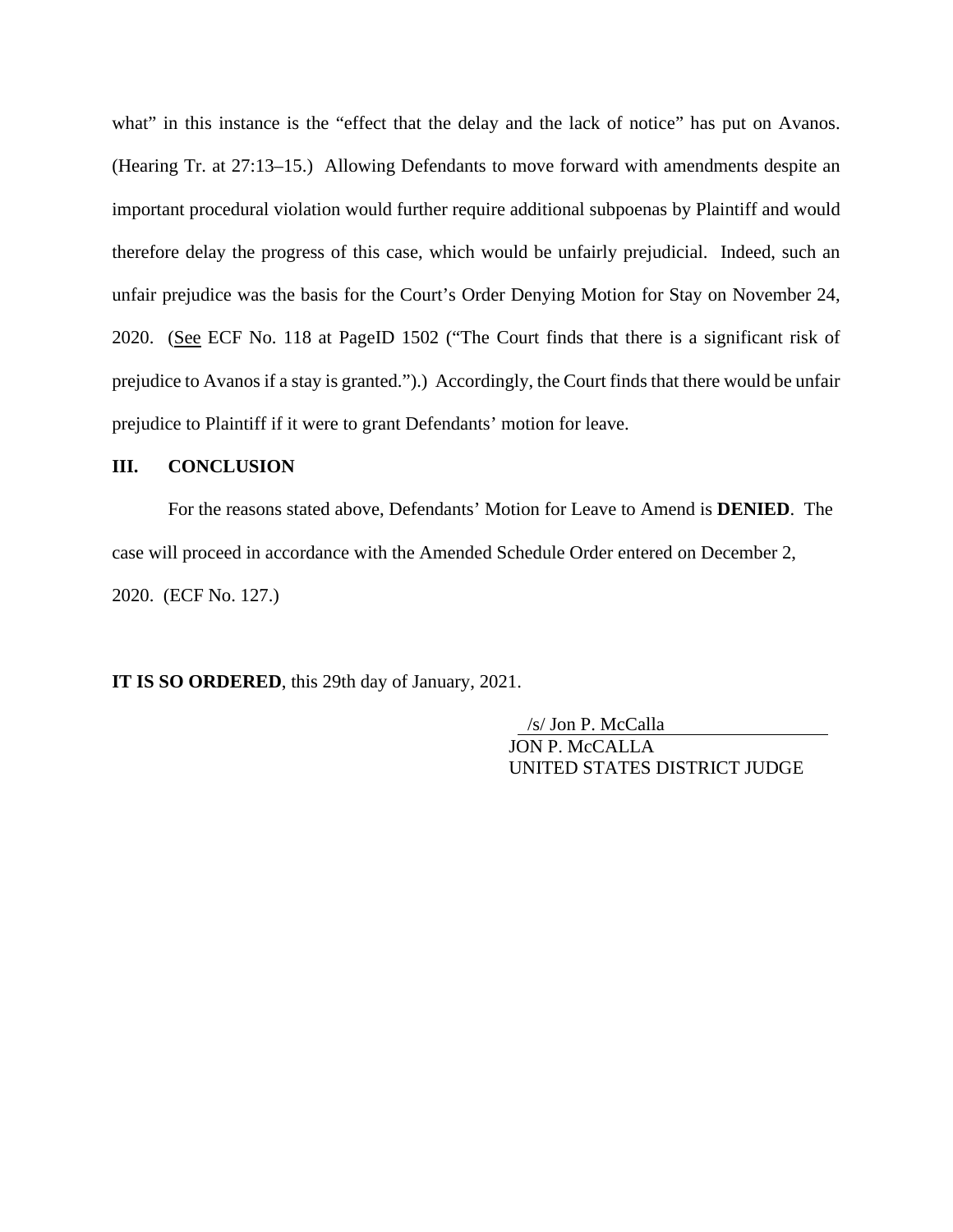what" in this instance is the "effect that the delay and the lack of notice" has put on Avanos. (Hearing Tr. at 27:13–15.) Allowing Defendants to move forward with amendments despite an important procedural violation would further require additional subpoenas by Plaintiff and would therefore delay the progress of this case, which would be unfairly prejudicial. Indeed, such an unfair prejudice was the basis for the Court's Order Denying Motion for Stay on November 24, 2020. (See ECF No. 118 at PageID 1502 ("The Court finds that there is a significant risk of prejudice to Avanos if a stay is granted.").) Accordingly, the Court finds that there would be unfair prejudice to Plaintiff if it were to grant Defendants' motion for leave.

## III. CONCLUSION

For the reasons stated above, Defendants' Motion for Leave to Amend is **DENIED**. The case will proceed in accordance with the Amended Schedule Order entered on December 2, 2020. (ECF No. 127.)

**IT IS SO ORDERED**, this 29th day of January, 2021.

/s/ Jon P. McCalla
JON P. McCALLA
UNITED STATES DISTRICT JUDGE